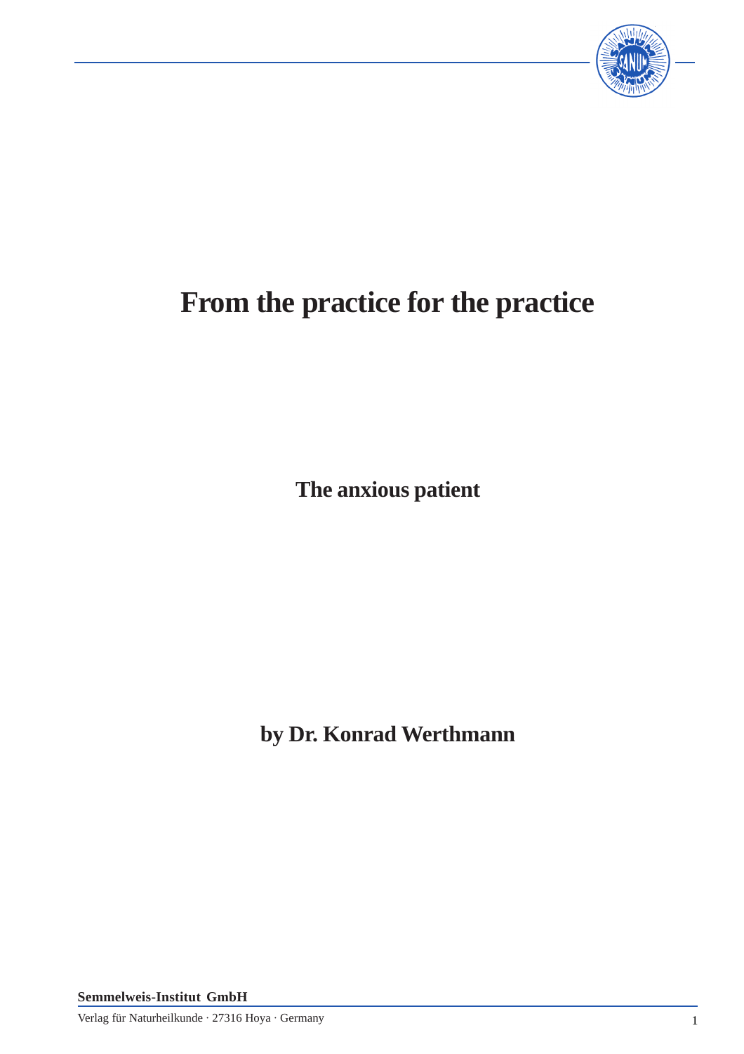# From the practice for the practice

## The anxious patient

**by Dr. Konrad Werthmann**

**Semmelweis-Institut GmbH**

Verlag für Naturheilkunde · 27316 Hoya · Germany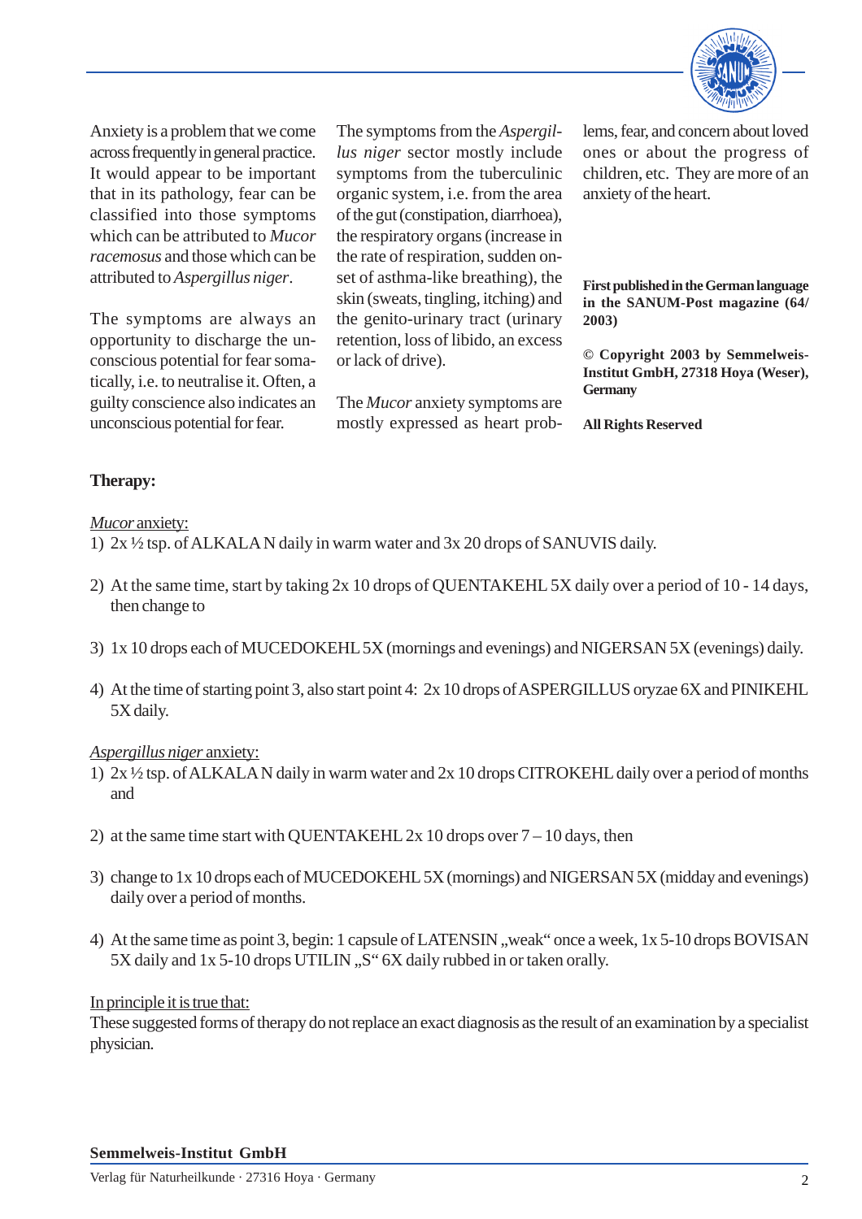Anxiety is a problem that we come across frequently in general practice. It would appear to be important that in its pathology, fear can be classified into those symptoms which can be attributed to *Mucor racemosus* and those which can be attributed to *Aspergillus niger*.

The symptoms are always an opportunity to discharge the unconscious potential for fear somatically, i.e. to neutralise it. Often, a guilty conscience also indicates an unconscious potential for fear.

The symptoms from the *Aspergillus niger* sector mostly include symptoms from the tuberculinic organic system, i.e. from the area of the gut (constipation, diarrhoea), the respiratory organs (increase in the rate of respiration, sudden onset of asthma-like breathing), the skin (sweats, tingling, itching) and the genito-urinary tract (urinary retention, loss of libido, an excess or lack of drive).

The *Mucor* anxiety symptoms are mostly expressed as heart problems, fear, and concern about loved ones or about the progress of children, etc. They are more of an anxiety of the heart.

**First published in the German language in the SANUM-Post magazine (64/ 2003)**

**© Copyright 2003 by Semmelweis-Institut GmbH, 27318 Hoya (Weser), Germany**

**All Rights Reserved**

**Therapy:**

*Mucor* anxiety:

1) 2x ½ tsp. of ALKALA N daily in warm water and 3x 20 drops of SANUVIS daily.

2) At the same time, start by taking 2x 10 drops of QUENTAKEHL 5X daily over a period of 10 - 14 days, then change to

3) 1x 10 drops each of MUCEDOKEHL 5X (mornings and evenings) and NIGERSAN 5X (evenings) daily.

4) At the time of starting point 3, also start point 4: 2x 10 drops of ASPERGILLUS oryzae 6X and PINIKEHL 5X daily.

*Aspergillus niger* anxiety:

1) 2x ½ tsp. of ALKALA N daily in warm water and 2x 10 drops CITROKEHL daily over a period of months and

2) at the same time start with QUENTAKEHL 2x 10 drops over 7 – 10 days, then

3) change to 1x 10 drops each of MUCEDOKEHL 5X (mornings) and NIGERSAN 5X (midday and evenings) daily over a period of months.

4) At the same time as point 3, begin: 1 capsule of LATENSIN „weak“ once a week, 1x 5-10 drops BOVISAN 5X daily and 1x 5-10 drops UTILIN „S“ 6X daily rubbed in or taken orally.

In principle it is true that:

These suggested forms of therapy do not replace an exact diagnosis as the result of an examination by a specialist physician.

**Semmelweis-Institut GmbH**

Verlag für Naturheilkunde · 27316 Hoya · Germany